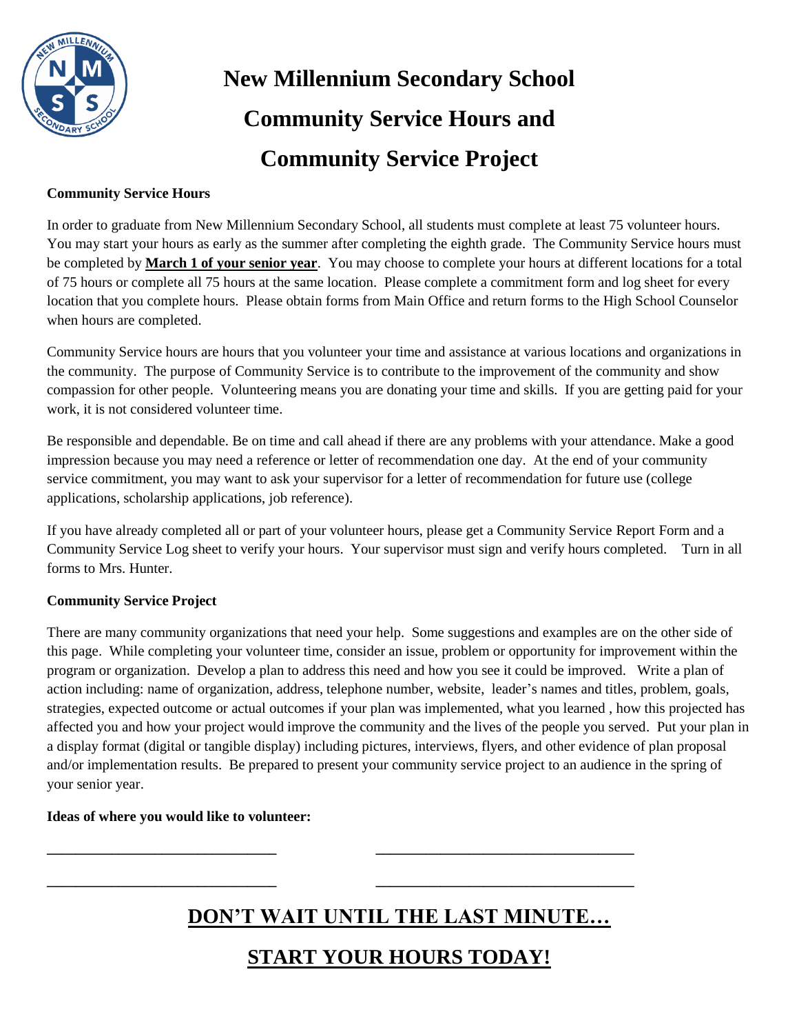# New Millennium Secondary School

# Community Service Hours and

# Community Service Project

**Community Service Hours**

In order to graduate from New Millennium Secondary School, all students must complete at least 75 volunteer hours. You may start your hours as early as the summer after completing the eighth grade. The Community Service hours must be completed by **March 1 of your senior year**. You may choose to complete your hours at different locations for a total of 75 hours or complete all 75 hours at the same location. Please complete a commitment form and log sheet for every location that you complete hours. Please obtain forms from Main Office and return forms to the High School Counselor when hours are completed.

Community Service hours are hours that you volunteer your time and assistance at various locations and organizations in the community. The purpose of Community Service is to contribute to the improvement of the community and show compassion for other people. Volunteering means you are donating your time and skills. If you are getting paid for your work, it is not considered volunteer time.

Be responsible and dependable. Be on time and call ahead if there are any problems with your attendance. Make a good impression because you may need a reference or letter of recommendation one day. At the end of your community service commitment, you may want to ask your supervisor for a letter of recommendation for future use (college applications, scholarship applications, job reference).

If you have already completed all or part of your volunteer hours, please get a Community Service Report Form and a Community Service Log sheet to verify your hours. Your supervisor must sign and verify hours completed. Turn in all forms to Mrs. Hunter.

**Community Service Project**

There are many community organizations that need your help. Some suggestions and examples are on the other side of this page. While completing your volunteer time, consider an issue, problem or opportunity for improvement within the program or organization. Develop a plan to address this need and how you see it could be improved. Write a plan of action including: name of organization, address, telephone number, website, leader's names and titles, problem, goals, strategies, expected outcome or actual outcomes if your plan was implemented, what you learned , how this projected has affected you and how your project would improve the community and the lives of the people you served. Put your plan in a display format (digital or tangible display) including pictures, interviews, flyers, and other evidence of plan proposal and/or implementation results. Be prepared to present your community service project to an audience in the spring of your senior year.

**Ideas of where you would like to volunteer:**

______________________________ ______________________________

______________________________ ______________________________

## DON'T WAIT UNTIL THE LAST MINUTE…

## START YOUR HOURS TODAY!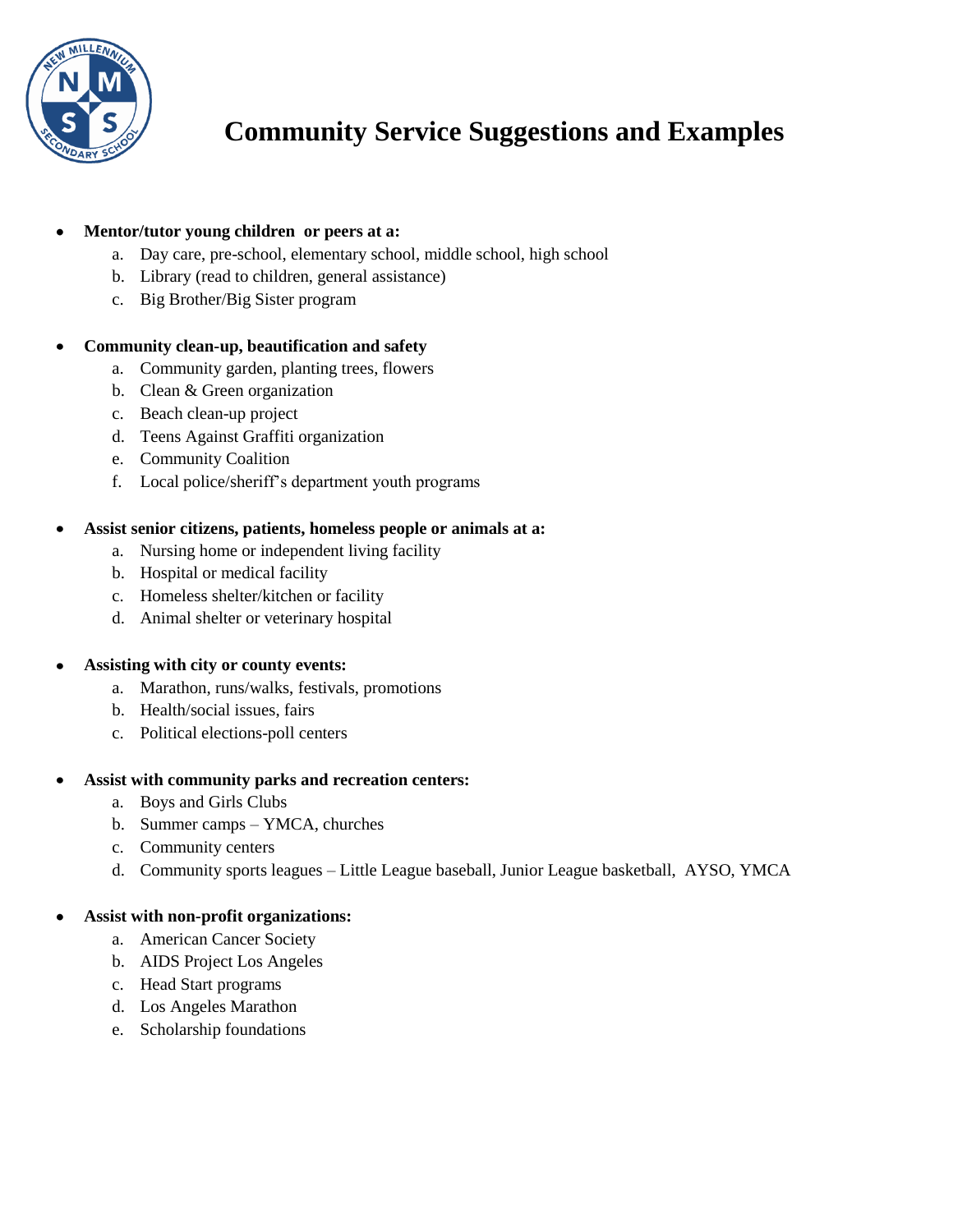# Community Service Suggestions and Examples

- **Mentor/tutor young children or peers at a:**
  a. Day care, pre-school, elementary school, middle school, high school
  b. Library (read to children, general assistance)
  c. Big Brother/Big Sister program

- **Community clean-up, beautification and safety**
  a. Community garden, planting trees, flowers
  b. Clean & Green organization
  c. Beach clean-up project
  d. Teens Against Graffiti organization
  e. Community Coalition
  f. Local police/sheriff's department youth programs

- **Assist senior citizens, patients, homeless people or animals at a:**
  a. Nursing home or independent living facility
  b. Hospital or medical facility
  c. Homeless shelter/kitchen or facility
  d. Animal shelter or veterinary hospital

- **Assisting with city or county events:**
  a. Marathon, runs/walks, festivals, promotions
  b. Health/social issues, fairs
  c. Political elections-poll centers

- **Assist with community parks and recreation centers:**
  a. Boys and Girls Clubs
  b. Summer camps – YMCA, churches
  c. Community centers
  d. Community sports leagues – Little League baseball, Junior League basketball, AYSO, YMCA

- **Assist with non-profit organizations:**
  a. American Cancer Society
  b. AIDS Project Los Angeles
  c. Head Start programs
  d. Los Angeles Marathon
  e. Scholarship foundations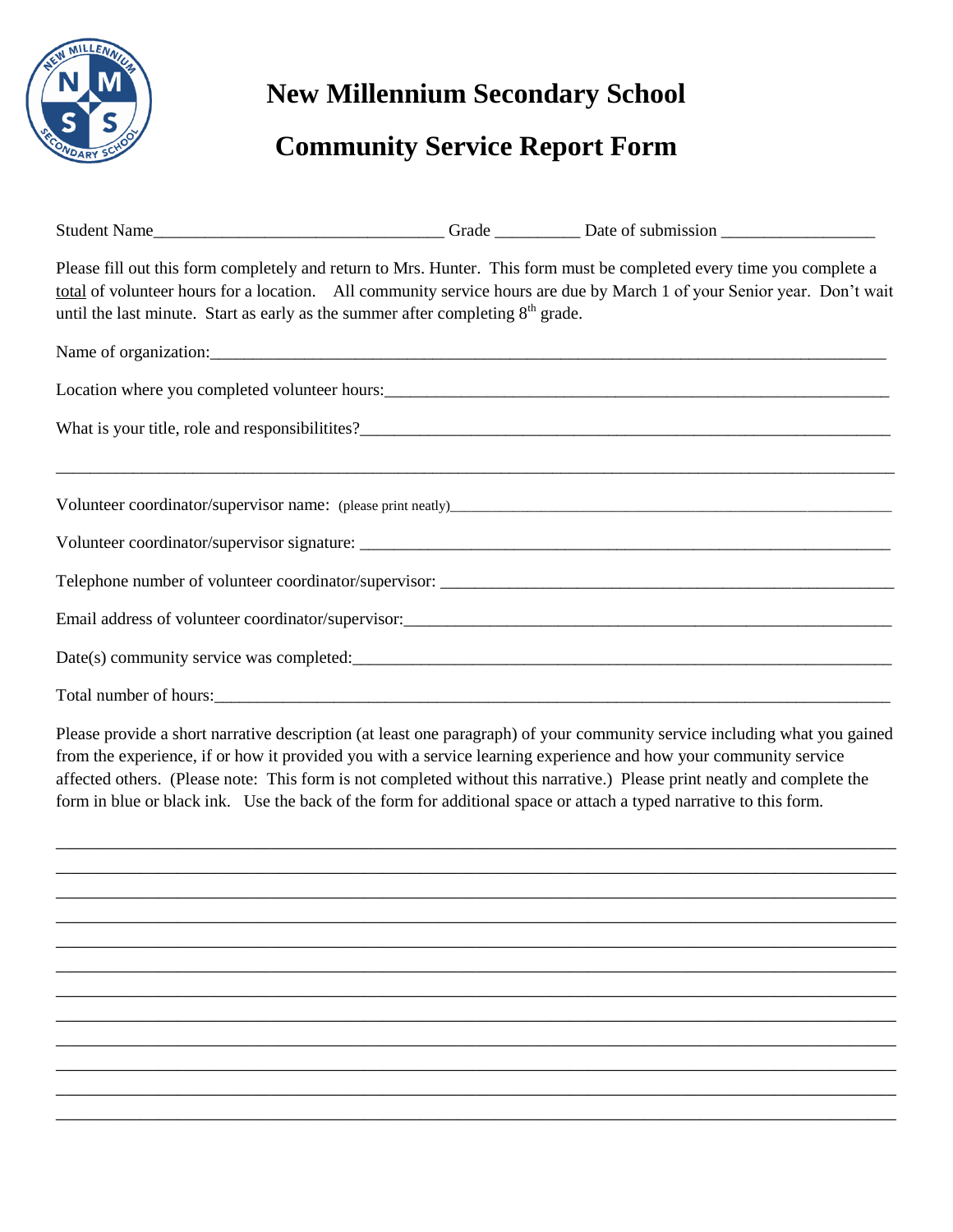# New Millennium Secondary School

## Community Service Report Form

Student Name_________________________________ Grade __________ Date of submission __________________

Please fill out this form completely and return to Mrs. Hunter. This form must be completed every time you complete a total of volunteer hours for a location. All community service hours are due by March 1 of your Senior year. Don't wait until the last minute. Start as early as the summer after completing 8th grade.

Name of organization:_______________________________________________________________________________

Location where you completed volunteer hours:____________________________________________________________

What is your title, role and responsibilitites?_______________________________________________________________

_____________________________________________________________________________________________

Volunteer coordinator/supervisor name: (please print neatly)__________________________________________________

Volunteer coordinator/supervisor signature: _______________________________________________________________

Telephone number of volunteer coordinator/supervisor: _____________________________________________________

Email address of volunteer coordinator/supervisor:_________________________________________________________

Date(s) community service was completed:_________________________________________________________

Total number of hours:_______________________________________________________________________________

Please provide a short narrative description (at least one paragraph) of your community service including what you gained from the experience, if or how it provided you with a service learning experience and how your community service affected others. (Please note: This form is not completed without this narrative.) Please print neatly and complete the form in blue or black ink. Use the back of the form for additional space or attach a typed narrative to this form.

_____________________________________________________________________________________________

_____________________________________________________________________________________________

_____________________________________________________________________________________________

_____________________________________________________________________________________________

_____________________________________________________________________________________________

_____________________________________________________________________________________________

_____________________________________________________________________________________________

_____________________________________________________________________________________________

_____________________________________________________________________________________________

_____________________________________________________________________________________________

_____________________________________________________________________________________________

_____________________________________________________________________________________________